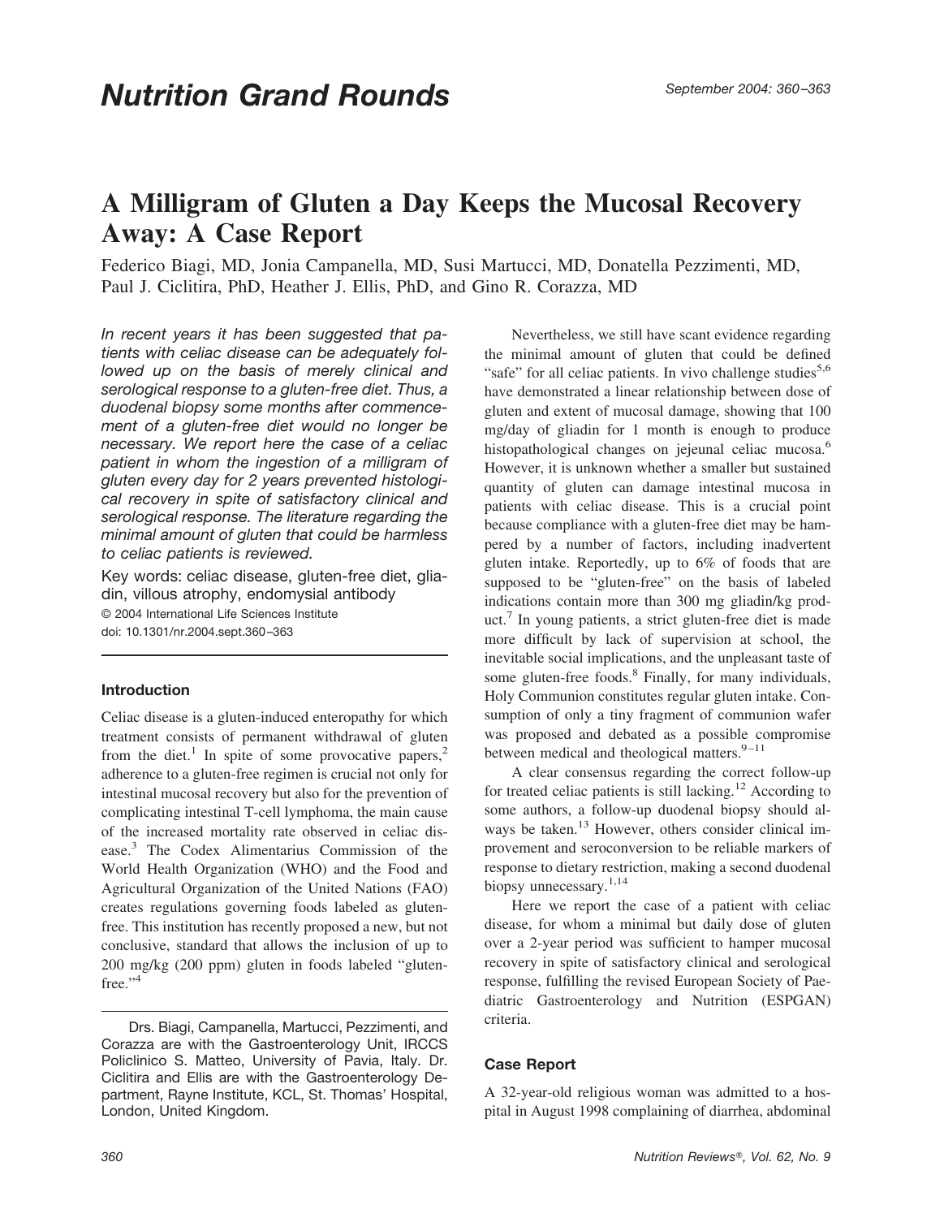# Nutrition Grand Rounds

# A Milligram of Gluten a Day Keeps the Mucosal Recovery Away: A Case Report

Federico Biagi, MD, Jonia Campanella, MD, Susi Martucci, MD, Donatella Pezzimenti, MD, Paul J. Ciclitira, PhD, Heather J. Ellis, PhD, and Gino R. Corazza, MD

*In recent years it has been suggested that patients with celiac disease can be adequately followed up on the basis of merely clinical and serological response to a gluten-free diet. Thus, a duodenal biopsy some months after commencement of a gluten-free diet would no longer be necessary. We report here the case of a celiac patient in whom the ingestion of a milligram of gluten every day for 2 years prevented histological recovery in spite of satisfactory clinical and serological response. The literature regarding the minimal amount of gluten that could be harmless to celiac patients is reviewed.*

Key words: celiac disease, gluten-free diet, gliadin, villous atrophy, endomysial antibody

© 2004 International Life Sciences Institute
doi: 10.1301/nr.2004.sept.360–363

## Introduction

Celiac disease is a gluten-induced enteropathy for which treatment consists of permanent withdrawal of gluten from the diet.[1] In spite of some provocative papers,[2] adherence to a gluten-free regimen is crucial not only for intestinal mucosal recovery but also for the prevention of complicating intestinal T-cell lymphoma, the main cause of the increased mortality rate observed in celiac disease.[3] The Codex Alimentarius Commission of the World Health Organization (WHO) and the Food and Agricultural Organization of the United Nations (FAO) creates regulations governing foods labeled as gluten-free. This institution has recently proposed a new, but not conclusive, standard that allows the inclusion of up to 200 mg/kg (200 ppm) gluten in foods labeled "gluten-free."[4]

Nevertheless, we still have scant evidence regarding the minimal amount of gluten that could be defined "safe" for all celiac patients. In vivo challenge studies[5,6] have demonstrated a linear relationship between dose of gluten and extent of mucosal damage, showing that 100 mg/day of gliadin for 1 month is enough to produce histopathological changes on jejeunal celiac mucosa.[6] However, it is unknown whether a smaller but sustained quantity of gluten can damage intestinal mucosa in patients with celiac disease. This is a crucial point because compliance with a gluten-free diet may be hampered by a number of factors, including inadvertent gluten intake. Reportedly, up to 6% of foods that are supposed to be "gluten-free" on the basis of labeled indications contain more than 300 mg gliadin/kg product.[7] In young patients, a strict gluten-free diet is made more difficult by lack of supervision at school, the inevitable social implications, and the unpleasant taste of some gluten-free foods.[8] Finally, for many individuals, Holy Communion constitutes regular gluten intake. Consumption of only a tiny fragment of communion wafer was proposed and debated as a possible compromise between medical and theological matters.[9–11]

A clear consensus regarding the correct follow-up for treated celiac patients is still lacking.[12] According to some authors, a follow-up duodenal biopsy should always be taken.[13] However, others consider clinical improvement and seroconversion to be reliable markers of response to dietary restriction, making a second duodenal biopsy unnecessary.[1,14]

Here we report the case of a patient with celiac disease, for whom a minimal but daily dose of gluten over a 2-year period was sufficient to hamper mucosal recovery in spite of satisfactory clinical and serological response, fulfilling the revised European Society of Paediatric Gastroenterology and Nutrition (ESPGAN) criteria.

## Case Report

A 32-year-old religious woman was admitted to a hospital in August 1998 complaining of diarrhea, abdominal

Drs. Biagi, Campanella, Martucci, Pezzimenti, and Corazza are with the Gastroenterology Unit, IRCCS Policlinico S. Matteo, University of Pavia, Italy. Dr. Ciclitira and Ellis are with the Gastroenterology Department, Rayne Institute, KCL, St. Thomas' Hospital, London, United Kingdom.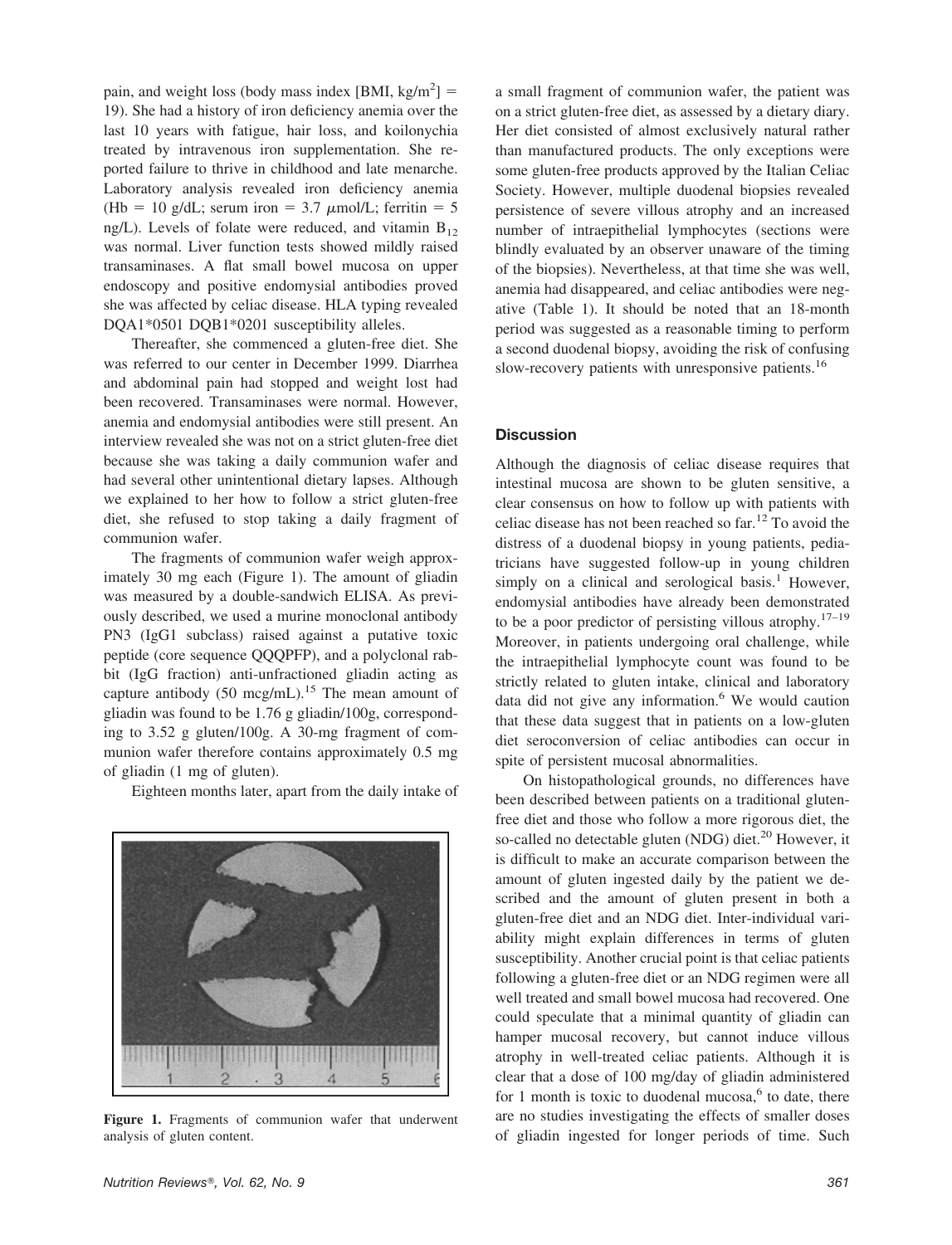pain, and weight loss (body mass index [BMI, kg/$m^2$] = 19). She had a history of iron deficiency anemia over the last 10 years with fatigue, hair loss, and koilonychia treated by intravenous iron supplementation. She reported failure to thrive in childhood and late menarche. Laboratory analysis revealed iron deficiency anemia (Hb = 10 g/dL; serum iron = 3.7 $\mu$mol/L; ferritin = 5 ng/L). Levels of folate were reduced, and vitamin $B_{12}$ was normal. Liver function tests showed mildly raised transaminases. A flat small bowel mucosa on upper endoscopy and positive endomysial antibodies proved she was affected by celiac disease. HLA typing revealed DQA1*0501 DQB1*0201 susceptibility alleles.

Thereafter, she commenced a gluten-free diet. She was referred to our center in December 1999. Diarrhea and abdominal pain had stopped and weight lost had been recovered. Transaminases were normal. However, anemia and endomysial antibodies were still present. An interview revealed she was not on a strict gluten-free diet because she was taking a daily communion wafer and had several other unintentional dietary lapses. Although we explained to her how to follow a strict gluten-free diet, she refused to stop taking a daily fragment of communion wafer.

The fragments of communion wafer weigh approximately 30 mg each (Figure 1). The amount of gliadin was measured by a double-sandwich ELISA. As previously described, we used a murine monoclonal antibody PN3 (IgG1 subclass) raised against a putative toxic peptide (core sequence QQQPFP), and a polyclonal rabbit (IgG fraction) anti-unfractioned gliadin acting as capture antibody (50 mcg/mL).[15] The mean amount of gliadin was found to be 1.76 g gliadin/100g, corresponding to 3.52 g gluten/100g. A 30-mg fragment of communion wafer therefore contains approximately 0.5 mg of gliadin (1 mg of gluten).

Eighteen months later, apart from the daily intake of a small fragment of communion wafer, the patient was on a strict gluten-free diet, as assessed by a dietary diary. Her diet consisted of almost exclusively natural rather than manufactured products. The only exceptions were some gluten-free products approved by the Italian Celiac Society. However, multiple duodenal biopsies revealed persistence of severe villous atrophy and an increased number of intraepithelial lymphocytes (sections were blindly evaluated by an observer unaware of the timing of the biopsies). Nevertheless, at that time she was well, anemia had disappeared, and celiac antibodies were negative (Table 1). It should be noted that an 18-month period was suggested as a reasonable timing to perform a second duodenal biopsy, avoiding the risk of confusing slow-recovery patients with unresponsive patients.[16]

**Figure 1.** Fragments of communion wafer that underwent analysis of gluten content.

## Discussion

Although the diagnosis of celiac disease requires that intestinal mucosa are shown to be gluten sensitive, a clear consensus on how to follow up with patients with celiac disease has not been reached so far.[12] To avoid the distress of a duodenal biopsy in young patients, pediatricians have suggested follow-up in young children simply on a clinical and serological basis.[1] However, endomysial antibodies have already been demonstrated to be a poor predictor of persisting villous atrophy.[17–19] Moreover, in patients undergoing oral challenge, while the intraepithelial lymphocyte count was found to be strictly related to gluten intake, clinical and laboratory data did not give any information.[6] We would caution that these data suggest that in patients on a low-gluten diet seroconversion of celiac antibodies can occur in spite of persistent mucosal abnormalities.

On histopathological grounds, no differences have been described between patients on a traditional gluten-free diet and those who follow a more rigorous diet, the so-called no detectable gluten (NDG) diet.[20] However, it is difficult to make an accurate comparison between the amount of gluten ingested daily by the patient we described and the amount of gluten present in both a gluten-free diet and an NDG diet. Inter-individual variability might explain differences in terms of gluten susceptibility. Another crucial point is that celiac patients following a gluten-free diet or an NDG regimen were all well treated and small bowel mucosa had recovered. One could speculate that a minimal quantity of gliadin can hamper mucosal recovery, but cannot induce villous atrophy in well-treated celiac patients. Although it is clear that a dose of 100 mg/day of gliadin administered for 1 month is toxic to duodenal mucosa,[6] to date, there are no studies investigating the effects of smaller doses of gliadin ingested for longer periods of time. Such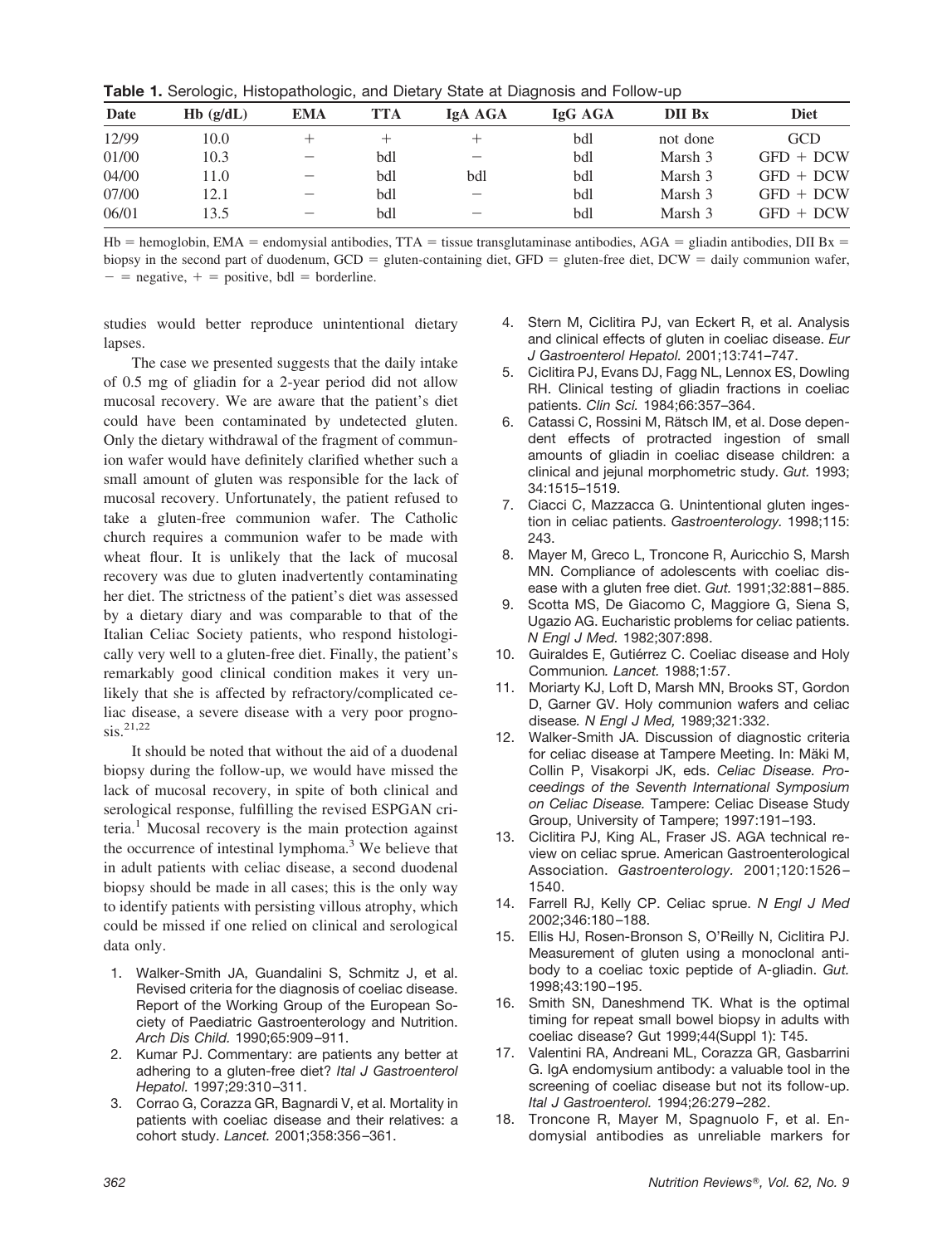**Table 1.** Serologic, Histopathologic, and Dietary State at Diagnosis and Follow-up

| Date | Hb (g/dL) | EMA | TTA | IgA AGA | IgG AGA | DII Bx | Diet |
|---|---|---|---|---|---|---|---|
| 12/99 | 10.0 | + | + | + | bdl | not done | GCD |
| 01/00 | 10.3 | − | bdl | − | bdl | Marsh 3 | GFD + DCW |
| 04/00 | 11.0 | − | bdl | bdl | bdl | Marsh 3 | GFD + DCW |
| 07/00 | 12.1 | − | bdl | − | bdl | Marsh 3 | GFD + DCW |
| 06/01 | 13.5 | − | bdl | − | bdl | Marsh 3 | GFD + DCW |

Hb = hemoglobin, EMA = endomysial antibodies, TTA = tissue transglutaminase antibodies, AGA = gliadin antibodies, DII Bx = biopsy in the second part of duodenum, GCD = gluten-containing diet, GFD = gluten-free diet, DCW = daily communion wafer, − = negative, + = positive, bdl = borderline.

studies would better reproduce unintentional dietary lapses.

The case we presented suggests that the daily intake of 0.5 mg of gliadin for a 2-year period did not allow mucosal recovery. We are aware that the patient's diet could have been contaminated by undetected gluten. Only the dietary withdrawal of the fragment of communion wafer would have definitely clarified whether such a small amount of gluten was responsible for the lack of mucosal recovery. Unfortunately, the patient refused to take a gluten-free communion wafer. The Catholic church requires a communion wafer to be made with wheat flour. It is unlikely that the lack of mucosal recovery was due to gluten inadvertently contaminating her diet. The strictness of the patient's diet was assessed by a dietary diary and was comparable to that of the Italian Celiac Society patients, who respond histologically very well to a gluten-free diet. Finally, the patient's remarkably good clinical condition makes it very unlikely that she is affected by refractory/complicated celiac disease, a severe disease with a very poor prognosis.[21,22]

It should be noted that without the aid of a duodenal biopsy during the follow-up, we would have missed the lack of mucosal recovery, in spite of both clinical and serological response, fulfilling the revised ESPGAN criteria.[1] Mucosal recovery is the main protection against the occurrence of intestinal lymphoma.[3] We believe that in adult patients with celiac disease, a second duodenal biopsy should be made in all cases; this is the only way to identify patients with persisting villous atrophy, which could be missed if one relied on clinical and serological data only.

1. Walker-Smith JA, Guandalini S, Schmitz J, et al. Revised criteria for the diagnosis of coeliac disease. Report of the Working Group of the European Society of Paediatric Gastroenterology and Nutrition. *Arch Dis Child.* 1990;65:909–911.
2. Kumar PJ. Commentary: are patients any better at adhering to a gluten-free diet? *Ital J Gastroenterol Hepatol.* 1997;29:310–311.
3. Corrao G, Corazza GR, Bagnardi V, et al. Mortality in patients with coeliac disease and their relatives: a cohort study. *Lancet.* 2001;358:356–361.
4. Stern M, Ciclitira PJ, van Eckert R, et al. Analysis and clinical effects of gluten in coeliac disease. *Eur J Gastroenterol Hepatol.* 2001;13:741–747.
5. Ciclitira PJ, Evans DJ, Fagg NL, Lennox ES, Dowling RH. Clinical testing of gliadin fractions in coeliac patients. *Clin Sci.* 1984;66:357–364.
6. Catassi C, Rossini M, Rätsch IM, et al. Dose dependent effects of protracted ingestion of small amounts of gliadin in coeliac disease children: a clinical and jejunal morphometric study. *Gut.* 1993; 34:1515–1519.
7. Ciacci C, Mazzacca G. Unintentional gluten ingestion in celiac patients. *Gastroenterology.* 1998;115: 243.
8. Mayer M, Greco L, Troncone R, Auricchio S, Marsh MN. Compliance of adolescents with coeliac disease with a gluten free diet. *Gut.* 1991;32:881–885.
9. Scotta MS, De Giacomo C, Maggiore G, Siena S, Ugazio AG. Eucharistic problems for celiac patients. *N Engl J Med.* 1982;307:898.
10. Guiraldes E, Gutiérrez C. Coeliac disease and Holy Communion. *Lancet.* 1988;1:57.
11. Moriarty KJ, Loft D, Marsh MN, Brooks ST, Gordon D, Garner GV. Holy communion wafers and celiac disease. *N Engl J Med,* 1989;321:332.
12. Walker-Smith JA. Discussion of diagnostic criteria for celiac disease at Tampere Meeting. In: Mäki M, Collin P, Visakorpi JK, eds. *Celiac Disease. Proceedings of the Seventh International Symposium on Celiac Disease.* Tampere: Celiac Disease Study Group, University of Tampere; 1997:191–193.
13. Ciclitira PJ, King AL, Fraser JS. AGA technical review on celiac sprue. American Gastroenterological Association. *Gastroenterology.* 2001;120:1526–1540.
14. Farrell RJ, Kelly CP. Celiac sprue. *N Engl J Med* 2002;346:180–188.
15. Ellis HJ, Rosen-Bronson S, O'Reilly N, Ciclitira PJ. Measurement of gluten using a monoclonal antibody to a coeliac toxic peptide of A-gliadin. *Gut.* 1998;43:190–195.
16. Smith SN, Daneshmend TK. What is the optimal timing for repeat small bowel biopsy in adults with coeliac disease? Gut 1999;44(Suppl 1): T45.
17. Valentini RA, Andreani ML, Corazza GR, Gasbarrini G. IgA endomysium antibody: a valuable tool in the screening of coeliac disease but not its follow-up. *Ital J Gastroenterol.* 1994;26:279–282.
18. Troncone R, Mayer M, Spagnuolo F, et al. Endomysial antibodies as unreliable markers for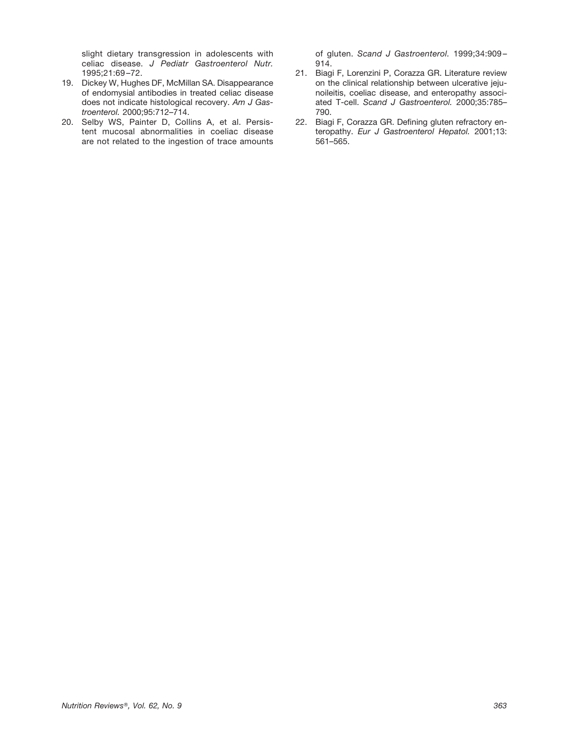slight dietary transgression in adolescents with celiac disease. *J Pediatr Gastroenterol Nutr.* 1995;21:69–72.

19. Dickey W, Hughes DF, McMillan SA. Disappearance of endomysial antibodies in treated celiac disease does not indicate histological recovery. *Am J Gastroenterol.* 2000;95:712–714.
20. Selby WS, Painter D, Collins A, et al. Persistent mucosal abnormalities in coeliac disease are not related to the ingestion of trace amounts of gluten. *Scand J Gastroenterol.* 1999;34:909–914.
21. Biagi F, Lorenzini P, Corazza GR. Literature review on the clinical relationship between ulcerative jejunoileitis, coeliac disease, and enteropathy associated T-cell. *Scand J Gastroenterol.* 2000;35:785–790.
22. Biagi F, Corazza GR. Defining gluten refractory enteropathy. *Eur J Gastroenterol Hepatol.* 2001;13: 561–565.